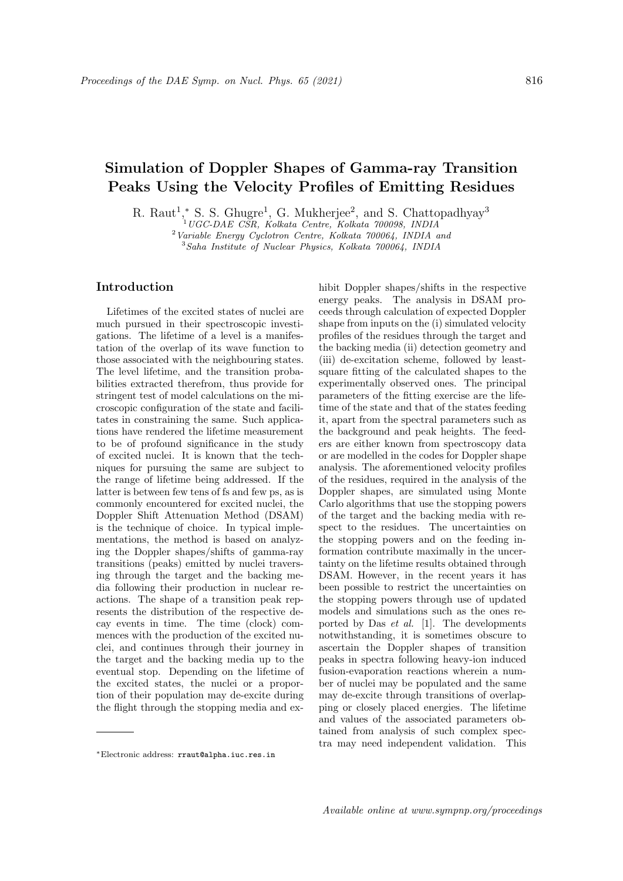# Simulation of Doppler Shapes of Gamma-ray Transition Peaks Using the Velocity Profiles of Emitting Residues

R. Raut[1],* S. S. Ghugre[1], G. Mukherjee[2], and S. Chattopadhyay[3]

[1] *UGC-DAE CSR, Kolkata Centre, Kolkata 700098, INDIA*
[2] *Variable Energy Cyclotron Centre, Kolkata 700064, INDIA and*
[3] *Saha Institute of Nuclear Physics, Kolkata 700064, INDIA*

## Introduction

Lifetimes of the excited states of nuclei are much pursued in their spectroscopic investigations. The lifetime of a level is a manifestation of the overlap of its wave function to those associated with the neighbouring states. The level lifetime, and the transition probabilities extracted therefrom, thus provide for stringent test of model calculations on the microscopic configuration of the state and facilitates in constraining the same. Such applications have rendered the lifetime measurement to be of profound significance in the study of excited nuclei. It is known that the techniques for pursuing the same are subject to the range of lifetime being addressed. If the latter is between few tens of fs and few ps, as is commonly encountered for excited nuclei, the Doppler Shift Attenuation Method (DSAM) is the technique of choice. In typical implementations, the method is based on analyzing the Doppler shapes/shifts of gamma-ray transitions (peaks) emitted by nuclei traversing through the target and the backing media following their production in nuclear reactions. The shape of a transition peak represents the distribution of the respective decay events in time. The time (clock) commences with the production of the excited nuclei, and continues through their journey in the target and the backing media up to the eventual stop. Depending on the lifetime of the excited states, the nuclei or a proportion of their population may de-excite during the flight through the stopping media and exhibit Doppler shapes/shifts in the respective energy peaks. The analysis in DSAM proceeds through calculation of expected Doppler shape from inputs on the (i) simulated velocity profiles of the residues through the target and the backing media (ii) detection geometry and (iii) de-excitation scheme, followed by least-square fitting of the calculated shapes to the experimentally observed ones. The principal parameters of the fitting exercise are the lifetime of the state and that of the states feeding it, apart from the spectral parameters such as the background and peak heights. The feeders are either known from spectroscopy data or are modelled in the codes for Doppler shape analysis. The aforementioned velocity profiles of the residues, required in the analysis of the Doppler shapes, are simulated using Monte Carlo algorithms that use the stopping powers of the target and the backing media with respect to the residues. The uncertainties on the stopping powers and on the feeding information contribute maximally in the uncertainty on the lifetime results obtained through DSAM. However, in the recent years it has been possible to restrict the uncertainties on the stopping powers through use of updated models and simulations such as the ones reported by Das *et al.* [1]. The developments notwithstanding, it is sometimes obscure to ascertain the Doppler shapes of transition peaks in spectra following heavy-ion induced fusion-evaporation reactions wherein a number of nuclei may be populated and the same may de-excite through transitions of overlapping or closely placed energies. The lifetime and values of the associated parameters obtained from analysis of such complex spectra may need independent validation. This

*Electronic address: rraut@alpha.iuc.res.in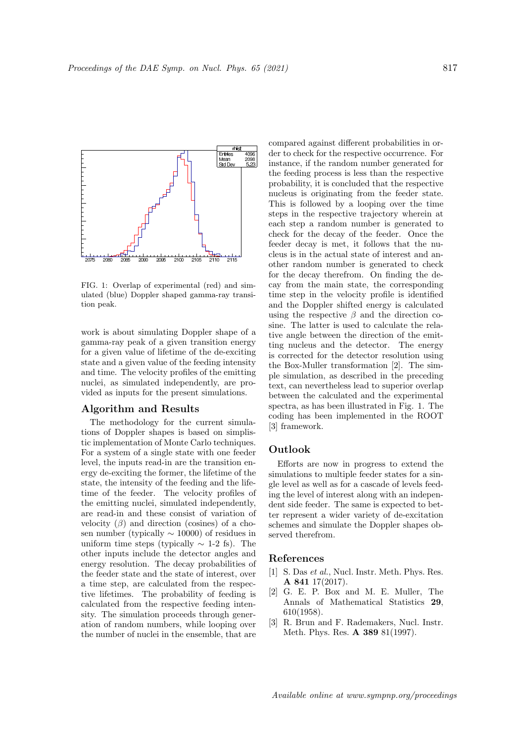rhist
Entries 4096
Mean 2098
Std Dev 5.23

2075 2080 2085 2090 2095 2100 2105 2110 2115

FIG. 1: Overlap of experimental (red) and simulated (blue) Doppler shaped gamma-ray transition peak.

work is about simulating Doppler shape of a gamma-ray peak of a given transition energy for a given value of lifetime of the de-exciting state and a given value of the feeding intensity and time. The velocity profiles of the emitting nuclei, as simulated independently, are provided as inputs for the present simulations.

## Algorithm and Results

The methodology for the current simulations of Doppler shapes is based on simplistic implementation of Monte Carlo techniques. For a system of a single state with one feeder level, the inputs read-in are the transition energy de-exciting the former, the lifetime of the state, the intensity of the feeding and the lifetime of the feeder. The velocity profiles of the emitting nuclei, simulated independently, are read-in and these consist of variation of velocity ($\beta$) and direction (cosines) of a chosen number (typically $\sim$ 10000) of residues in uniform time steps (typically $\sim$ 1-2 fs). The other inputs include the detector angles and energy resolution. The decay probabilities of the feeder state and the state of interest, over a time step, are calculated from the respective lifetimes. The probability of feeding is calculated from the respective feeding intensity. The simulation proceeds through generation of random numbers, while looping over the number of nuclei in the ensemble, that are compared against different probabilities in order to check for the respective occurrence. For instance, if the random number generated for the feeding process is less than the respective probability, it is concluded that the respective nucleus is originating from the feeder state. This is followed by a looping over the time steps in the respective trajectory wherein at each step a random number is generated to check for the decay of the feeder. Once the feeder decay is met, it follows that the nucleus is in the actual state of interest and another random number is generated to check for the decay therefrom. On finding the decay from the main state, the corresponding time step in the velocity profile is identified and the Doppler shifted energy is calculated using the respective $\beta$ and the direction cosine. The latter is used to calculate the relative angle between the direction of the emitting nucleus and the detector. The energy is corrected for the detector resolution using the Box-Muller transformation [2]. The simple simulation, as described in the preceding text, can nevertheless lead to superior overlap between the calculated and the experimental spectra, as has been illustrated in Fig. 1. The coding has been implemented in the ROOT [3] framework.

## Outlook

Efforts are now in progress to extend the simulations to multiple feeder states for a single level as well as for a cascade of levels feeding the level of interest along with an independent side feeder. The same is expected to better represent a wider variety of de-excitation schemes and simulate the Doppler shapes observed therefrom.

## References

[1] S. Das *et al.*, Nucl. Instr. Meth. Phys. Res. **A 841** 17(2017).

[2] G. E. P. Box and M. E. Muller, The Annals of Mathematical Statistics **29**, 610(1958).

[3] R. Brun and F. Rademakers, Nucl. Instr. Meth. Phys. Res. **A 389** 81(1997).